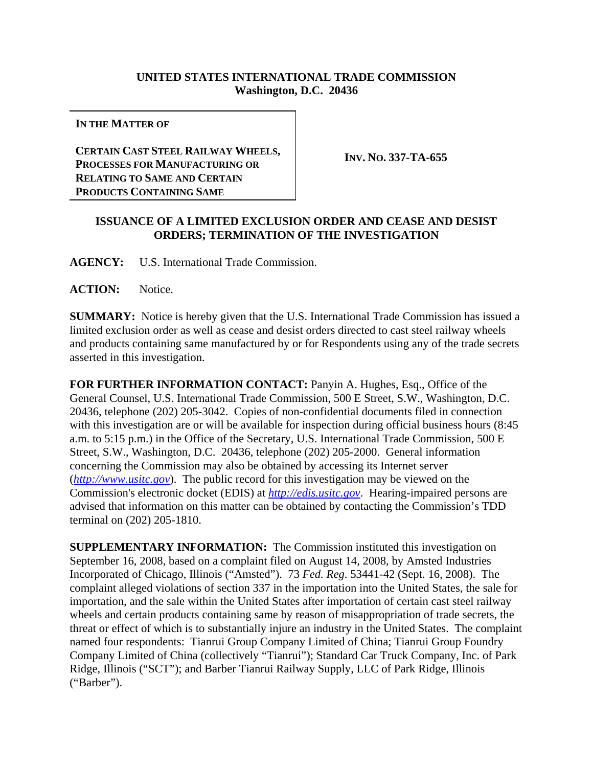**UNITED STATES INTERNATIONAL TRADE COMMISSION**
**Washington, D.C. 20436**

| **IN THE MATTER OF** **CERTAIN CAST STEEL RAILWAY WHEELS, PROCESSES FOR MANUFACTURING OR RELATING TO SAME AND CERTAIN PRODUCTS CONTAINING SAME** | **INV. NO. 337-TA-655** |
|---|---|

## ISSUANCE OF A LIMITED EXCLUSION ORDER AND CEASE AND DESIST ORDERS; TERMINATION OF THE INVESTIGATION

**AGENCY:** U.S. International Trade Commission.

**ACTION:** Notice.

**SUMMARY:** Notice is hereby given that the U.S. International Trade Commission has issued a limited exclusion order as well as cease and desist orders directed to cast steel railway wheels and products containing same manufactured by or for Respondents using any of the trade secrets asserted in this investigation.

**FOR FURTHER INFORMATION CONTACT:** Panyin A. Hughes, Esq., Office of the General Counsel, U.S. International Trade Commission, 500 E Street, S.W., Washington, D.C. 20436, telephone (202) 205-3042. Copies of non-confidential documents filed in connection with this investigation are or will be available for inspection during official business hours (8:45 a.m. to 5:15 p.m.) in the Office of the Secretary, U.S. International Trade Commission, 500 E Street, S.W., Washington, D.C. 20436, telephone (202) 205-2000. General information concerning the Commission may also be obtained by accessing its Internet server (*http://www.usitc.gov*). The public record for this investigation may be viewed on the Commission's electronic docket (EDIS) at *http://edis.usitc.gov*. Hearing-impaired persons are advised that information on this matter can be obtained by contacting the Commission's TDD terminal on (202) 205-1810.

**SUPPLEMENTARY INFORMATION:** The Commission instituted this investigation on September 16, 2008, based on a complaint filed on August 14, 2008, by Amsted Industries Incorporated of Chicago, Illinois ("Amsted"). 73 *Fed. Reg*. 53441-42 (Sept. 16, 2008). The complaint alleged violations of section 337 in the importation into the United States, the sale for importation, and the sale within the United States after importation of certain cast steel railway wheels and certain products containing same by reason of misappropriation of trade secrets, the threat or effect of which is to substantially injure an industry in the United States. The complaint named four respondents: Tianrui Group Company Limited of China; Tianrui Group Foundry Company Limited of China (collectively "Tianrui"); Standard Car Truck Company, Inc. of Park Ridge, Illinois ("SCT"); and Barber Tianrui Railway Supply, LLC of Park Ridge, Illinois ("Barber").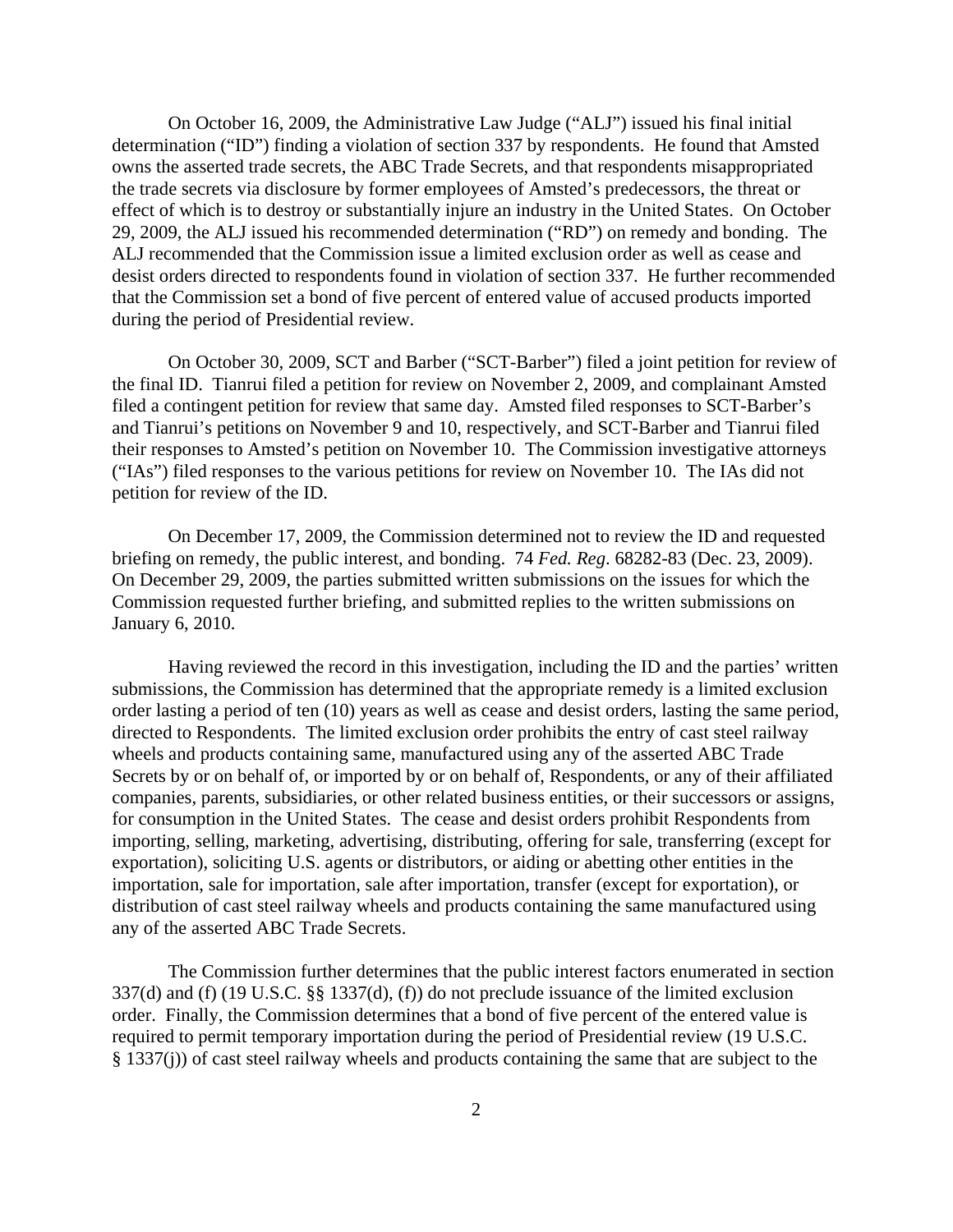On October 16, 2009, the Administrative Law Judge ("ALJ") issued his final initial determination ("ID") finding a violation of section 337 by respondents. He found that Amsted owns the asserted trade secrets, the ABC Trade Secrets, and that respondents misappropriated the trade secrets via disclosure by former employees of Amsted's predecessors, the threat or effect of which is to destroy or substantially injure an industry in the United States. On October 29, 2009, the ALJ issued his recommended determination ("RD") on remedy and bonding. The ALJ recommended that the Commission issue a limited exclusion order as well as cease and desist orders directed to respondents found in violation of section 337. He further recommended that the Commission set a bond of five percent of entered value of accused products imported during the period of Presidential review.

On October 30, 2009, SCT and Barber ("SCT-Barber") filed a joint petition for review of the final ID. Tianrui filed a petition for review on November 2, 2009, and complainant Amsted filed a contingent petition for review that same day. Amsted filed responses to SCT-Barber's and Tianrui's petitions on November 9 and 10, respectively, and SCT-Barber and Tianrui filed their responses to Amsted's petition on November 10. The Commission investigative attorneys ("IAs") filed responses to the various petitions for review on November 10. The IAs did not petition for review of the ID.

On December 17, 2009, the Commission determined not to review the ID and requested briefing on remedy, the public interest, and bonding. 74 *Fed. Reg*. 68282-83 (Dec. 23, 2009). On December 29, 2009, the parties submitted written submissions on the issues for which the Commission requested further briefing, and submitted replies to the written submissions on January 6, 2010.

Having reviewed the record in this investigation, including the ID and the parties' written submissions, the Commission has determined that the appropriate remedy is a limited exclusion order lasting a period of ten (10) years as well as cease and desist orders, lasting the same period, directed to Respondents. The limited exclusion order prohibits the entry of cast steel railway wheels and products containing same, manufactured using any of the asserted ABC Trade Secrets by or on behalf of, or imported by or on behalf of, Respondents, or any of their affiliated companies, parents, subsidiaries, or other related business entities, or their successors or assigns, for consumption in the United States. The cease and desist orders prohibit Respondents from importing, selling, marketing, advertising, distributing, offering for sale, transferring (except for exportation), soliciting U.S. agents or distributors, or aiding or abetting other entities in the importation, sale for importation, sale after importation, transfer (except for exportation), or distribution of cast steel railway wheels and products containing the same manufactured using any of the asserted ABC Trade Secrets.

The Commission further determines that the public interest factors enumerated in section 337(d) and (f) (19 U.S.C. §§ 1337(d), (f)) do not preclude issuance of the limited exclusion order. Finally, the Commission determines that a bond of five percent of the entered value is required to permit temporary importation during the period of Presidential review (19 U.S.C. § 1337(j)) of cast steel railway wheels and products containing the same that are subject to the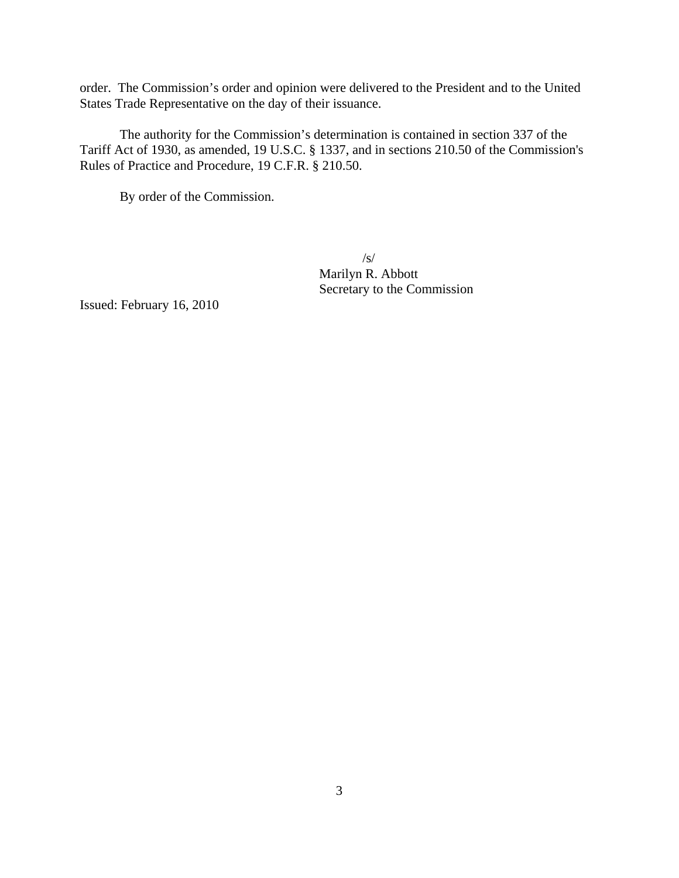order. The Commission's order and opinion were delivered to the President and to the United States Trade Representative on the day of their issuance.

The authority for the Commission's determination is contained in section 337 of the Tariff Act of 1930, as amended, 19 U.S.C. § 1337, and in sections 210.50 of the Commission's Rules of Practice and Procedure, 19 C.F.R. § 210.50.

By order of the Commission.

/s/
Marilyn R. Abbott
Secretary to the Commission

Issued: February 16, 2010